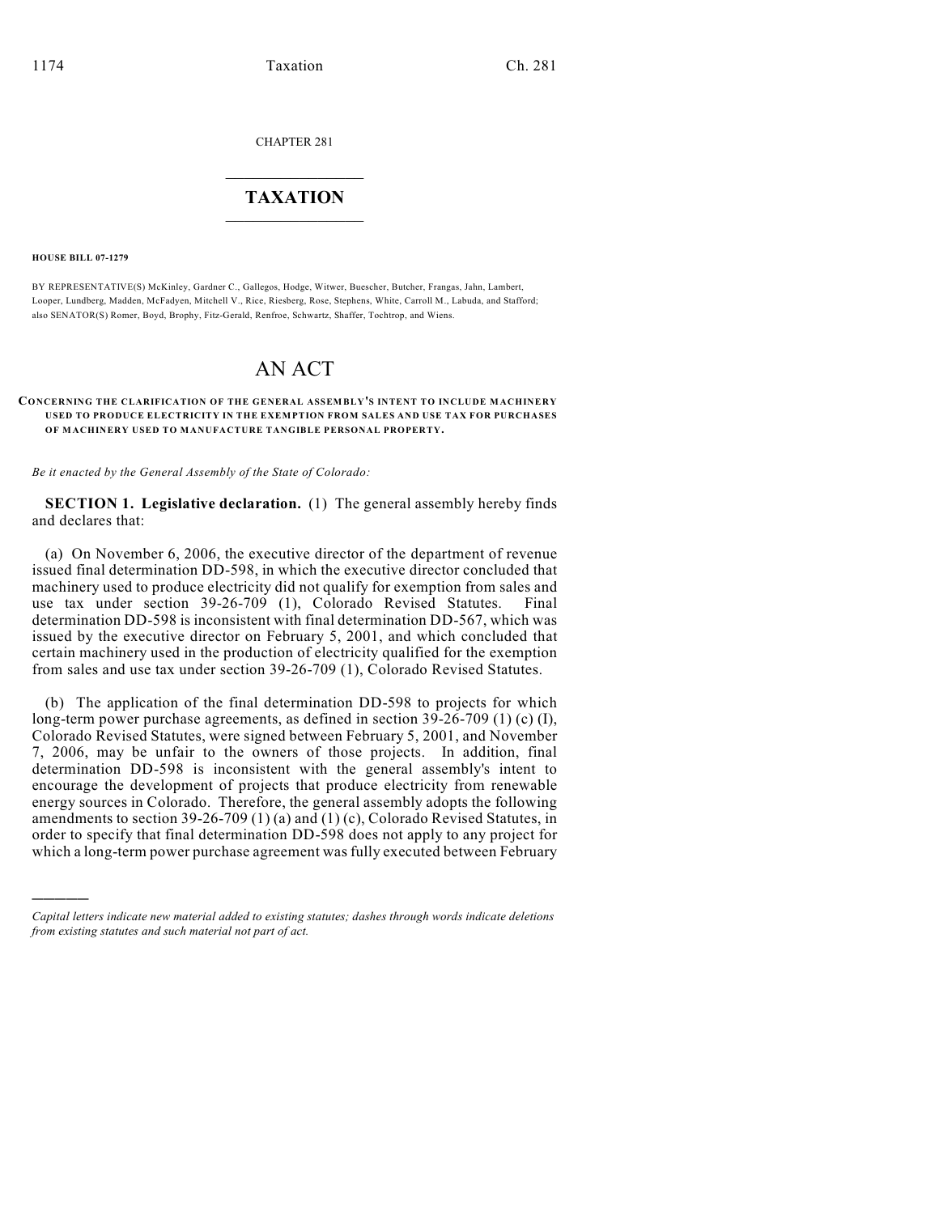CHAPTER 281

# TAXATION

**HOUSE BILL 07-1279**

BY REPRESENTATIVE(S) McKinley, Gardner C., Gallegos, Hodge, Witwer, Buescher, Butcher, Frangas, Jahn, Lambert, Looper, Lundberg, Madden, McFadyen, Mitchell V., Rice, Riesberg, Rose, Stephens, White, Carroll M., Labuda, and Stafford; also SENATOR(S) Romer, Boyd, Brophy, Fitz-Gerald, Renfroe, Schwartz, Shaffer, Tochtrop, and Wiens.

# AN ACT

**CONCERNING THE CLARIFICATION OF THE GENERAL ASSEMBLY'S INTENT TO INCLUDE MACHINERY USED TO PRODUCE ELECTRICITY IN THE EXEMPTION FROM SALES AND USE TAX FOR PURCHASES OF MACHINERY USED TO MANUFACTURE TANGIBLE PERSONAL PROPERTY.**

*Be it enacted by the General Assembly of the State of Colorado:*

**SECTION 1. Legislative declaration.** (1) The general assembly hereby finds and declares that:

(a) On November 6, 2006, the executive director of the department of revenue issued final determination DD-598, in which the executive director concluded that machinery used to produce electricity did not qualify for exemption from sales and use tax under section 39-26-709 (1), Colorado Revised Statutes. Final determination DD-598 is inconsistent with final determination DD-567, which was issued by the executive director on February 5, 2001, and which concluded that certain machinery used in the production of electricity qualified for the exemption from sales and use tax under section 39-26-709 (1), Colorado Revised Statutes.

(b) The application of the final determination DD-598 to projects for which long-term power purchase agreements, as defined in section 39-26-709 (1) (c) (I), Colorado Revised Statutes, were signed between February 5, 2001, and November 7, 2006, may be unfair to the owners of those projects. In addition, final determination DD-598 is inconsistent with the general assembly's intent to encourage the development of projects that produce electricity from renewable energy sources in Colorado. Therefore, the general assembly adopts the following amendments to section 39-26-709 (1) (a) and (1) (c), Colorado Revised Statutes, in order to specify that final determination DD-598 does not apply to any project for which a long-term power purchase agreement was fully executed between February

---

*Capital letters indicate new material added to existing statutes; dashes through words indicate deletions from existing statutes and such material not part of act.*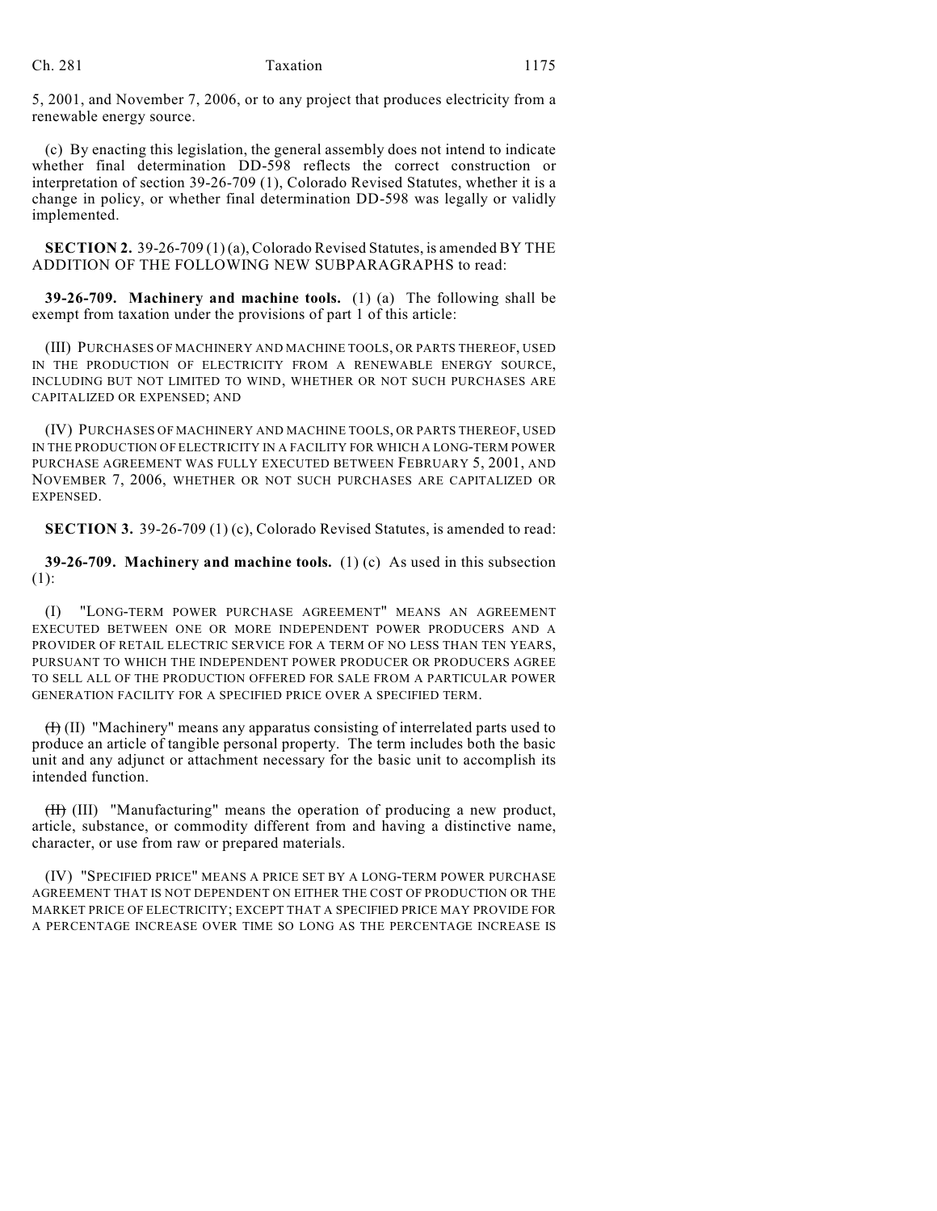5, 2001, and November 7, 2006, or to any project that produces electricity from a renewable energy source.

(c) By enacting this legislation, the general assembly does not intend to indicate whether final determination DD-598 reflects the correct construction or interpretation of section 39-26-709 (1), Colorado Revised Statutes, whether it is a change in policy, or whether final determination DD-598 was legally or validly implemented.

**SECTION 2.** 39-26-709 (1) (a), Colorado Revised Statutes, is amended BY THE ADDITION OF THE FOLLOWING NEW SUBPARAGRAPHS to read:

**39-26-709. Machinery and machine tools.** (1) (a) The following shall be exempt from taxation under the provisions of part 1 of this article:

(III) PURCHASES OF MACHINERY AND MACHINE TOOLS, OR PARTS THEREOF, USED IN THE PRODUCTION OF ELECTRICITY FROM A RENEWABLE ENERGY SOURCE, INCLUDING BUT NOT LIMITED TO WIND, WHETHER OR NOT SUCH PURCHASES ARE CAPITALIZED OR EXPENSED; AND

(IV) PURCHASES OF MACHINERY AND MACHINE TOOLS, OR PARTS THEREOF, USED IN THE PRODUCTION OF ELECTRICITY IN A FACILITY FOR WHICH A LONG-TERM POWER PURCHASE AGREEMENT WAS FULLY EXECUTED BETWEEN FEBRUARY 5, 2001, AND NOVEMBER 7, 2006, WHETHER OR NOT SUCH PURCHASES ARE CAPITALIZED OR EXPENSED.

**SECTION 3.** 39-26-709 (1) (c), Colorado Revised Statutes, is amended to read:

**39-26-709. Machinery and machine tools.** (1) (c) As used in this subsection (1):

(I) "LONG-TERM POWER PURCHASE AGREEMENT" MEANS AN AGREEMENT EXECUTED BETWEEN ONE OR MORE INDEPENDENT POWER PRODUCERS AND A PROVIDER OF RETAIL ELECTRIC SERVICE FOR A TERM OF NO LESS THAN TEN YEARS, PURSUANT TO WHICH THE INDEPENDENT POWER PRODUCER OR PRODUCERS AGREE TO SELL ALL OF THE PRODUCTION OFFERED FOR SALE FROM A PARTICULAR POWER GENERATION FACILITY FOR A SPECIFIED PRICE OVER A SPECIFIED TERM.

~~(I)~~ (II) "Machinery" means any apparatus consisting of interrelated parts used to produce an article of tangible personal property. The term includes both the basic unit and any adjunct or attachment necessary for the basic unit to accomplish its intended function.

~~(II)~~ (III) "Manufacturing" means the operation of producing a new product, article, substance, or commodity different from and having a distinctive name, character, or use from raw or prepared materials.

(IV) "SPECIFIED PRICE" MEANS A PRICE SET BY A LONG-TERM POWER PURCHASE AGREEMENT THAT IS NOT DEPENDENT ON EITHER THE COST OF PRODUCTION OR THE MARKET PRICE OF ELECTRICITY; EXCEPT THAT A SPECIFIED PRICE MAY PROVIDE FOR A PERCENTAGE INCREASE OVER TIME SO LONG AS THE PERCENTAGE INCREASE IS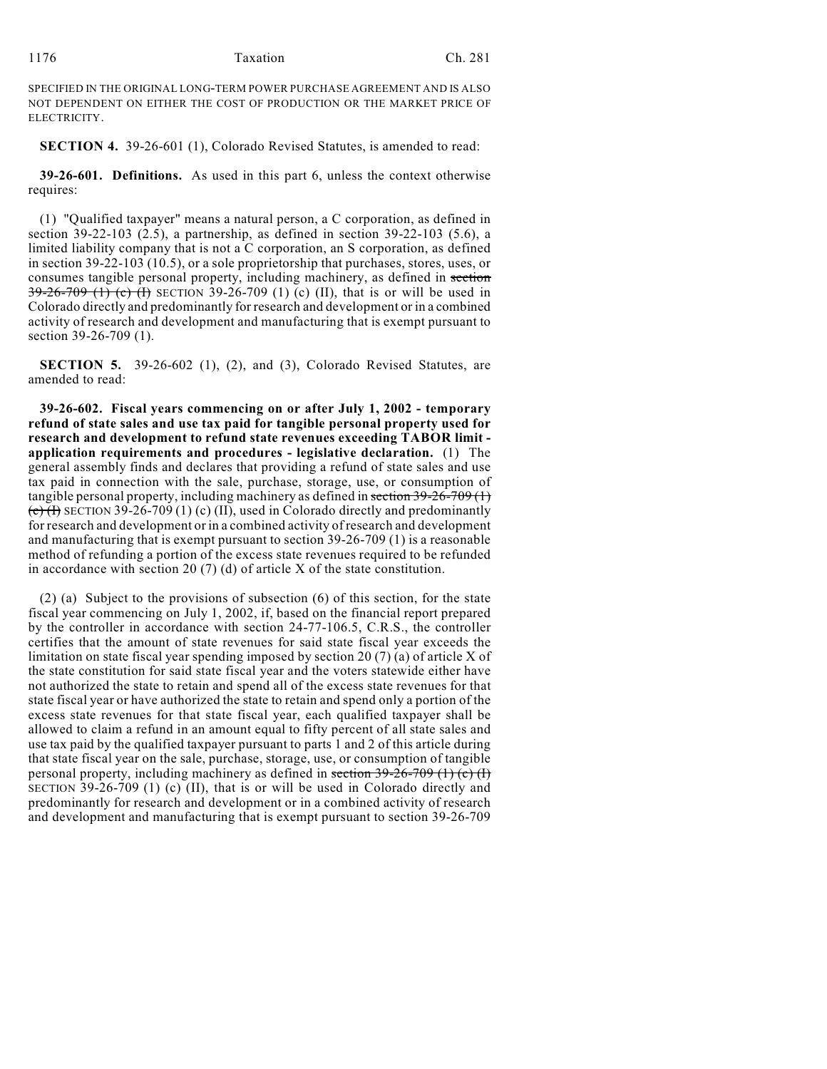SPECIFIED IN THE ORIGINAL LONG-TERM POWER PURCHASE AGREEMENT AND IS ALSO NOT DEPENDENT ON EITHER THE COST OF PRODUCTION OR THE MARKET PRICE OF ELECTRICITY.

**SECTION 4.** 39-26-601 (1), Colorado Revised Statutes, is amended to read:

**39-26-601. Definitions.** As used in this part 6, unless the context otherwise requires:

(1) "Qualified taxpayer" means a natural person, a C corporation, as defined in section 39-22-103 (2.5), a partnership, as defined in section 39-22-103 (5.6), a limited liability company that is not a C corporation, an S corporation, as defined in section 39-22-103 (10.5), or a sole proprietorship that purchases, stores, uses, or consumes tangible personal property, including machinery, as defined in ~~section 39-26-709 (1) (c) (I)~~ SECTION 39-26-709 (1) (c) (II), that is or will be used in Colorado directly and predominantly for research and development or in a combined activity of research and development and manufacturing that is exempt pursuant to section 39-26-709 (1).

**SECTION 5.** 39-26-602 (1), (2), and (3), Colorado Revised Statutes, are amended to read:

**39-26-602. Fiscal years commencing on or after July 1, 2002 - temporary refund of state sales and use tax paid for tangible personal property used for research and development to refund state revenues exceeding TABOR limit - application requirements and procedures - legislative declaration.** (1) The general assembly finds and declares that providing a refund of state sales and use tax paid in connection with the sale, purchase, storage, use, or consumption of tangible personal property, including machinery as defined in ~~section 39-26-709 (1) (c) (I)~~ SECTION 39-26-709 (1) (c) (II), used in Colorado directly and predominantly for research and development or in a combined activity of research and development and manufacturing that is exempt pursuant to section 39-26-709 (1) is a reasonable method of refunding a portion of the excess state revenues required to be refunded in accordance with section 20 (7) (d) of article X of the state constitution.

(2) (a) Subject to the provisions of subsection (6) of this section, for the state fiscal year commencing on July 1, 2002, if, based on the financial report prepared by the controller in accordance with section 24-77-106.5, C.R.S., the controller certifies that the amount of state revenues for said state fiscal year exceeds the limitation on state fiscal year spending imposed by section 20 (7) (a) of article X of the state constitution for said state fiscal year and the voters statewide either have not authorized the state to retain and spend all of the excess state revenues for that state fiscal year or have authorized the state to retain and spend only a portion of the excess state revenues for that state fiscal year, each qualified taxpayer shall be allowed to claim a refund in an amount equal to fifty percent of all state sales and use tax paid by the qualified taxpayer pursuant to parts 1 and 2 of this article during that state fiscal year on the sale, purchase, storage, use, or consumption of tangible personal property, including machinery as defined in ~~section 39-26-709 (1) (c) (I)~~ SECTION 39-26-709 (1) (c) (II), that is or will be used in Colorado directly and predominantly for research and development or in a combined activity of research and development and manufacturing that is exempt pursuant to section 39-26-709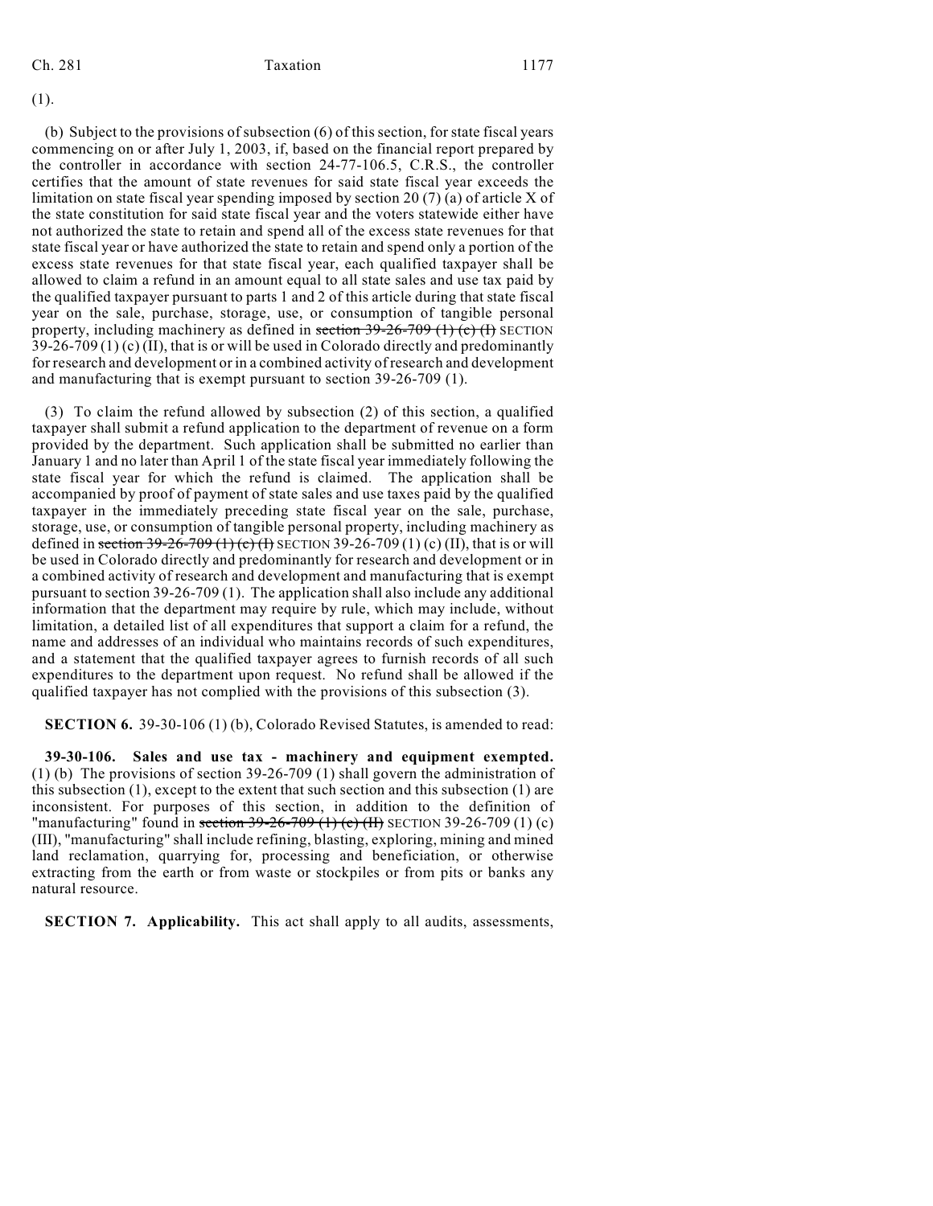(1).

(b) Subject to the provisions of subsection (6) of this section, for state fiscal years commencing on or after July 1, 2003, if, based on the financial report prepared by the controller in accordance with section 24-77-106.5, C.R.S., the controller certifies that the amount of state revenues for said state fiscal year exceeds the limitation on state fiscal year spending imposed by section 20 (7) (a) of article X of the state constitution for said state fiscal year and the voters statewide either have not authorized the state to retain and spend all of the excess state revenues for that state fiscal year or have authorized the state to retain and spend only a portion of the excess state revenues for that state fiscal year, each qualified taxpayer shall be allowed to claim a refund in an amount equal to all state sales and use tax paid by the qualified taxpayer pursuant to parts 1 and 2 of this article during that state fiscal year on the sale, purchase, storage, use, or consumption of tangible personal property, including machinery as defined in ~~section 39-26-709 (1) (c) (I)~~ SECTION 39-26-709 (1) (c) (II), that is or will be used in Colorado directly and predominantly for research and development or in a combined activity of research and development and manufacturing that is exempt pursuant to section 39-26-709 (1).

(3) To claim the refund allowed by subsection (2) of this section, a qualified taxpayer shall submit a refund application to the department of revenue on a form provided by the department. Such application shall be submitted no earlier than January 1 and no later than April 1 of the state fiscal year immediately following the state fiscal year for which the refund is claimed. The application shall be accompanied by proof of payment of state sales and use taxes paid by the qualified taxpayer in the immediately preceding state fiscal year on the sale, purchase, storage, use, or consumption of tangible personal property, including machinery as defined in ~~section 39-26-709 (1) (c) (I)~~ SECTION 39-26-709 (1) (c) (II), that is or will be used in Colorado directly and predominantly for research and development or in a combined activity of research and development and manufacturing that is exempt pursuant to section 39-26-709 (1). The application shall also include any additional information that the department may require by rule, which may include, without limitation, a detailed list of all expenditures that support a claim for a refund, the name and addresses of an individual who maintains records of such expenditures, and a statement that the qualified taxpayer agrees to furnish records of all such expenditures to the department upon request. No refund shall be allowed if the qualified taxpayer has not complied with the provisions of this subsection (3).

**SECTION 6.** 39-30-106 (1) (b), Colorado Revised Statutes, is amended to read:

**39-30-106. Sales and use tax - machinery and equipment exempted.** (1) (b) The provisions of section 39-26-709 (1) shall govern the administration of this subsection (1), except to the extent that such section and this subsection (1) are inconsistent. For purposes of this section, in addition to the definition of "manufacturing" found in ~~section 39-26-709 (1) (c) (II)~~ SECTION 39-26-709 (1) (c) (III), "manufacturing" shall include refining, blasting, exploring, mining and mined land reclamation, quarrying for, processing and beneficiation, or otherwise extracting from the earth or from waste or stockpiles or from pits or banks any natural resource.

**SECTION 7. Applicability.** This act shall apply to all audits, assessments,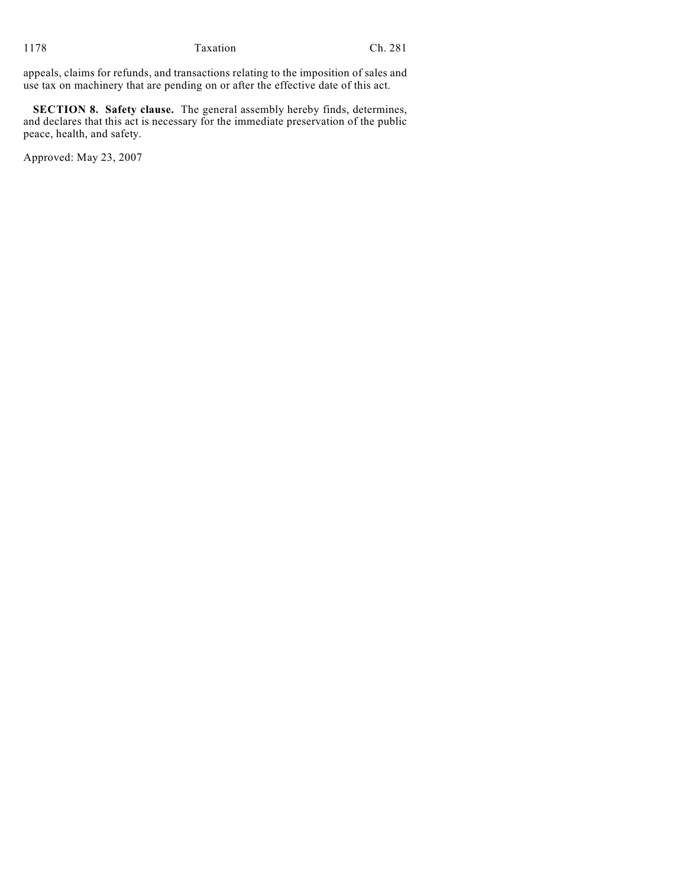appeals, claims for refunds, and transactions relating to the imposition of sales and use tax on machinery that are pending on or after the effective date of this act.

**SECTION 8. Safety clause.** The general assembly hereby finds, determines, and declares that this act is necessary for the immediate preservation of the public peace, health, and safety.

Approved: May 23, 2007